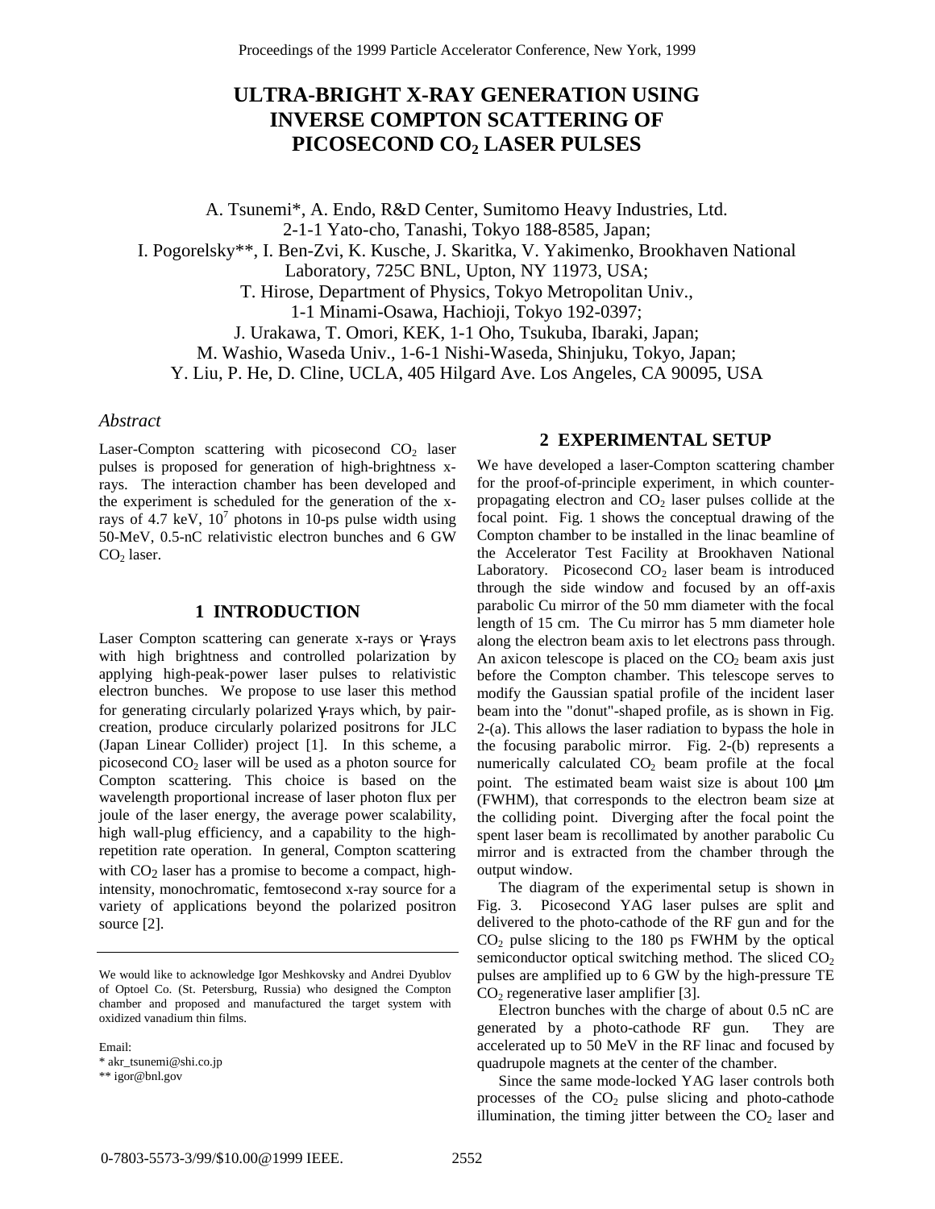# ULTRA-BRIGHT X-RAY GENERATION USING INVERSE COMPTON SCATTERING OF PICOSECOND $CO_2$ LASER PULSES

A. Tsunemi*, A. Endo, R&D Center, Sumitomo Heavy Industries, Ltd.
2-1-1 Yato-cho, Tanashi, Tokyo 188-8585, Japan;
I. Pogorelsky**, I. Ben-Zvi, K. Kusche, J. Skaritka, V. Yakimenko, Brookhaven National Laboratory, 725C BNL, Upton, NY 11973, USA;
T. Hirose, Department of Physics, Tokyo Metropolitan Univ.,
1-1 Minami-Osawa, Hachioji, Tokyo 192-0397;
J. Urakawa, T. Omori, KEK, 1-1 Oho, Tsukuba, Ibaraki, Japan;
M. Washio, Waseda Univ., 1-6-1 Nishi-Waseda, Shinjuku, Tokyo, Japan;
Y. Liu, P. He, D. Cline, UCLA, 405 Hilgard Ave. Los Angeles, CA 90095, USA

*Abstract*

Laser-Compton scattering with picosecond $CO_2$ laser pulses is proposed for generation of high-brightness x-rays. The interaction chamber has been developed and the experiment is scheduled for the generation of the x-rays of 4.7 keV, $10^7$ photons in 10-ps pulse width using 50-MeV, 0.5-nC relativistic electron bunches and 6 GW $CO_2$ laser.

## 1 INTRODUCTION

Laser Compton scattering can generate x-rays or γ-rays with high brightness and controlled polarization by applying high-peak-power laser pulses to relativistic electron bunches. We propose to use laser this method for generating circularly polarized γ-rays which, by pair-creation, produce circularly polarized positrons for JLC (Japan Linear Collider) project [1]. In this scheme, a picosecond $CO_2$ laser will be used as a photon source for Compton scattering. This choice is based on the wavelength proportional increase of laser photon flux per joule of the laser energy, the average power scalability, high wall-plug efficiency, and a capability to the high-repetition rate operation. In general, Compton scattering with $CO_2$ laser has a promise to become a compact, high-intensity, monochromatic, femtosecond x-ray source for a variety of applications beyond the polarized positron source [2].

We would like to acknowledge Igor Meshkovsky and Andrei Dyublov of Optoel Co. (St. Petersburg, Russia) who designed the Compton chamber and proposed and manufactured the target system with oxidized vanadium thin films.

Email:
* akr_tsunemi@shi.co.jp
** igor@bnl.gov

## 2 EXPERIMENTAL SETUP

We have developed a laser-Compton scattering chamber for the proof-of-principle experiment, in which counter-propagating electron and $CO_2$ laser pulses collide at the focal point. Fig. 1 shows the conceptual drawing of the Compton chamber to be installed in the linac beamline of the Accelerator Test Facility at Brookhaven National Laboratory. Picosecond $CO_2$ laser beam is introduced through the side window and focused by an off-axis parabolic Cu mirror of the 50 mm diameter with the focal length of 15 cm. The Cu mirror has 5 mm diameter hole along the electron beam axis to let electrons pass through. An axicon telescope is placed on the $CO_2$ beam axis just before the Compton chamber. This telescope serves to modify the Gaussian spatial profile of the incident laser beam into the "donut"-shaped profile, as is shown in Fig. 2-(a). This allows the laser radiation to bypass the hole in the focusing parabolic mirror. Fig. 2-(b) represents a numerically calculated $CO_2$ beam profile at the focal point. The estimated beam waist size is about 100 μm (FWHM), that corresponds to the electron beam size at the colliding point. Diverging after the focal point the spent laser beam is recollimated by another parabolic Cu mirror and is extracted from the chamber through the output window.

The diagram of the experimental setup is shown in Fig. 3. Picosecond YAG laser pulses are split and delivered to the photo-cathode of the RF gun and for the $CO_2$ pulse slicing to the 180 ps FWHM by the optical semiconductor optical switching method. The sliced $CO_2$ pulses are amplified up to 6 GW by the high-pressure TE $CO_2$ regenerative laser amplifier [3].

Electron bunches with the charge of about 0.5 nC are generated by a photo-cathode RF gun. They are accelerated up to 50 MeV in the RF linac and focused by quadrupole magnets at the center of the chamber.

Since the same mode-locked YAG laser controls both processes of the $CO_2$ pulse slicing and photo-cathode illumination, the timing jitter between the $CO_2$ laser and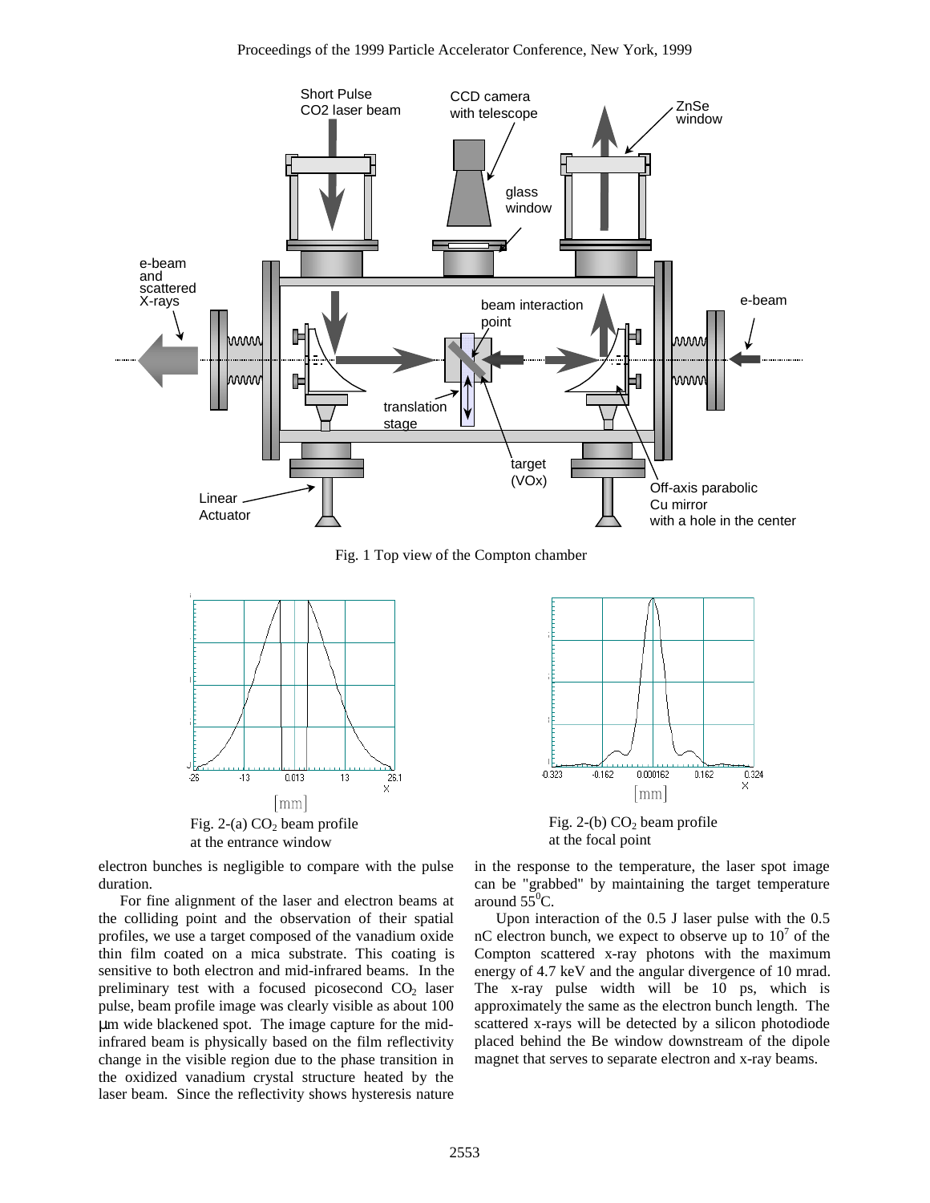Fig. 1 Top view of the Compton chamber

Fig. 2-(a) $CO_2$ beam profile at the entrance window

Fig. 2-(b) $CO_2$ beam profile at the focal point

electron bunches is negligible to compare with the pulse duration.

For fine alignment of the laser and electron beams at the colliding point and the observation of their spatial profiles, we use a target composed of the vanadium oxide thin film coated on a mica substrate. This coating is sensitive to both electron and mid-infrared beams. In the preliminary test with a focused picosecond $CO_2$ laser pulse, beam profile image was clearly visible as about 100 μm wide blackened spot. The image capture for the mid-infrared beam is physically based on the film reflectivity change in the visible region due to the phase transition in the oxidized vanadium crystal structure heated by the laser beam. Since the reflectivity shows hysteresis nature in the response to the temperature, the laser spot image can be "grabbed" by maintaining the target temperature around $55^0$C.

Upon interaction of the 0.5 J laser pulse with the 0.5 nC electron bunch, we expect to observe up to $10^7$ of the Compton scattered x-ray photons with the maximum energy of 4.7 keV and the angular divergence of 10 mrad. The x-ray pulse width will be 10 ps, which is approximately the same as the electron bunch length. The scattered x-rays will be detected by a silicon photodiode placed behind the Be window downstream of the dipole magnet that serves to separate electron and x-ray beams.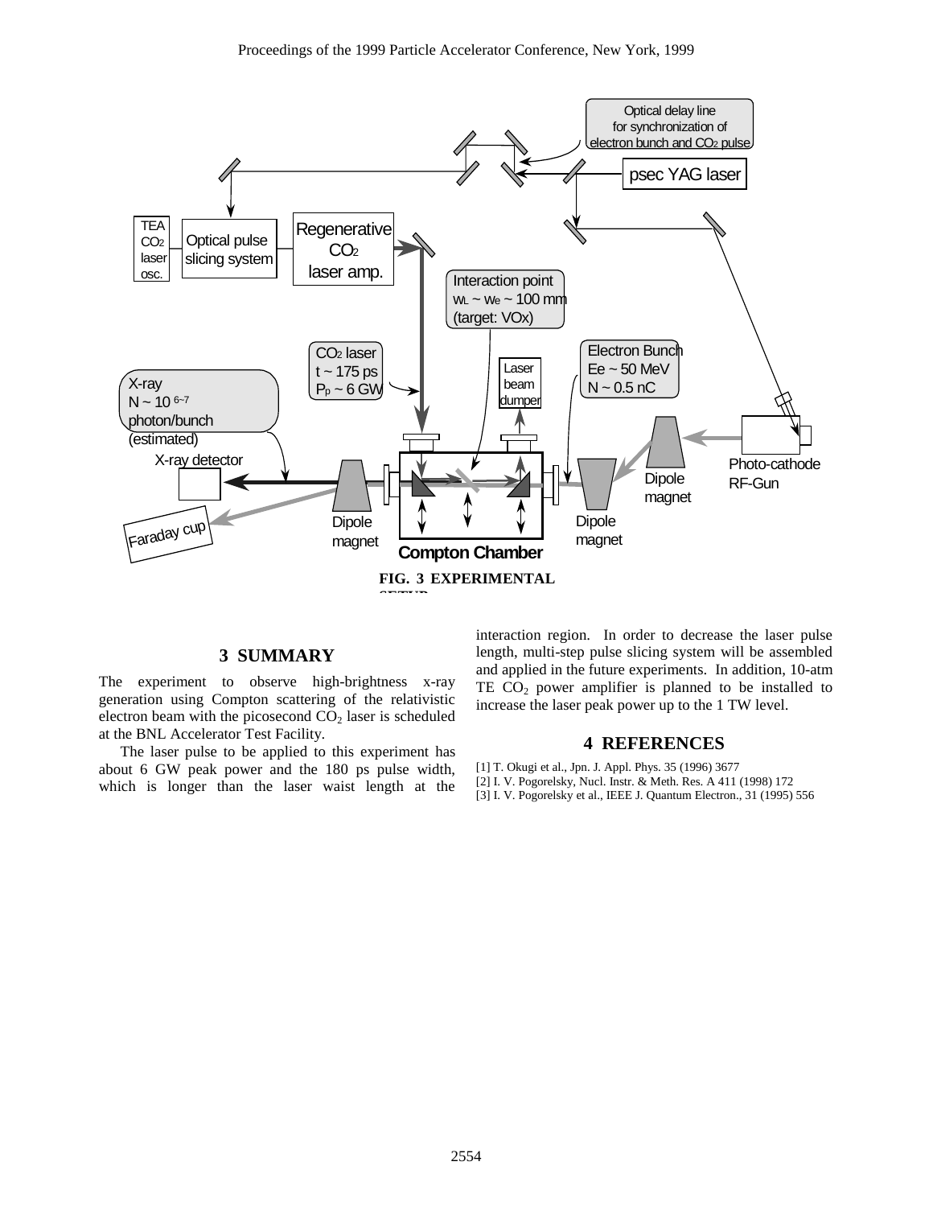Optical delay line
for synchronization of
electron bunch and $CO_2$ pulse

psec YAG laser

TEA
$CO_2$
laser
osc.

Optical pulse
slicing system

Regenerative
$CO_2$
laser amp.

Interaction point
$w_L$ ~ $w_e$ ~ 100 mm
(target: VOx)

$CO_2$ laser
t ~ 175 ps
$P_p$ ~ 6 GW

Laser
beam
dumper

Electron Bunch
Ee ~ 50 MeV
N ~ 0.5 nC

X-ray
N ~ $10^{6\text{-}7}$
photon/bunch
(estimated)

X-ray detector

Photo-cathode
RF-Gun

Dipole
magnet

Dipole
magnet

Dipole
magnet

Faraday cup

Compton Chamber

**FIG. 3 EXPERIMENTAL SETUP**

## 3 SUMMARY

The experiment to observe high-brightness x-ray generation using Compton scattering of the relativistic electron beam with the picosecond $CO_2$ laser is scheduled at the BNL Accelerator Test Facility.

The laser pulse to be applied to this experiment has about 6 GW peak power and the 180 ps pulse width, which is longer than the laser waist length at the interaction region. In order to decrease the laser pulse length, multi-step pulse slicing system will be assembled and applied in the future experiments. In addition, 10-atm TE $CO_2$ power amplifier is planned to be installed to increase the laser peak power up to the 1 TW level.

## 4 REFERENCES

[1] T. Okugi et al., Jpn. J. Appl. Phys. 35 (1996) 3677
[2] I. V. Pogorelsky, Nucl. Instr. & Meth. Res. A 411 (1998) 172
[3] I. V. Pogorelsky et al., IEEE J. Quantum Electron., 31 (1995) 556